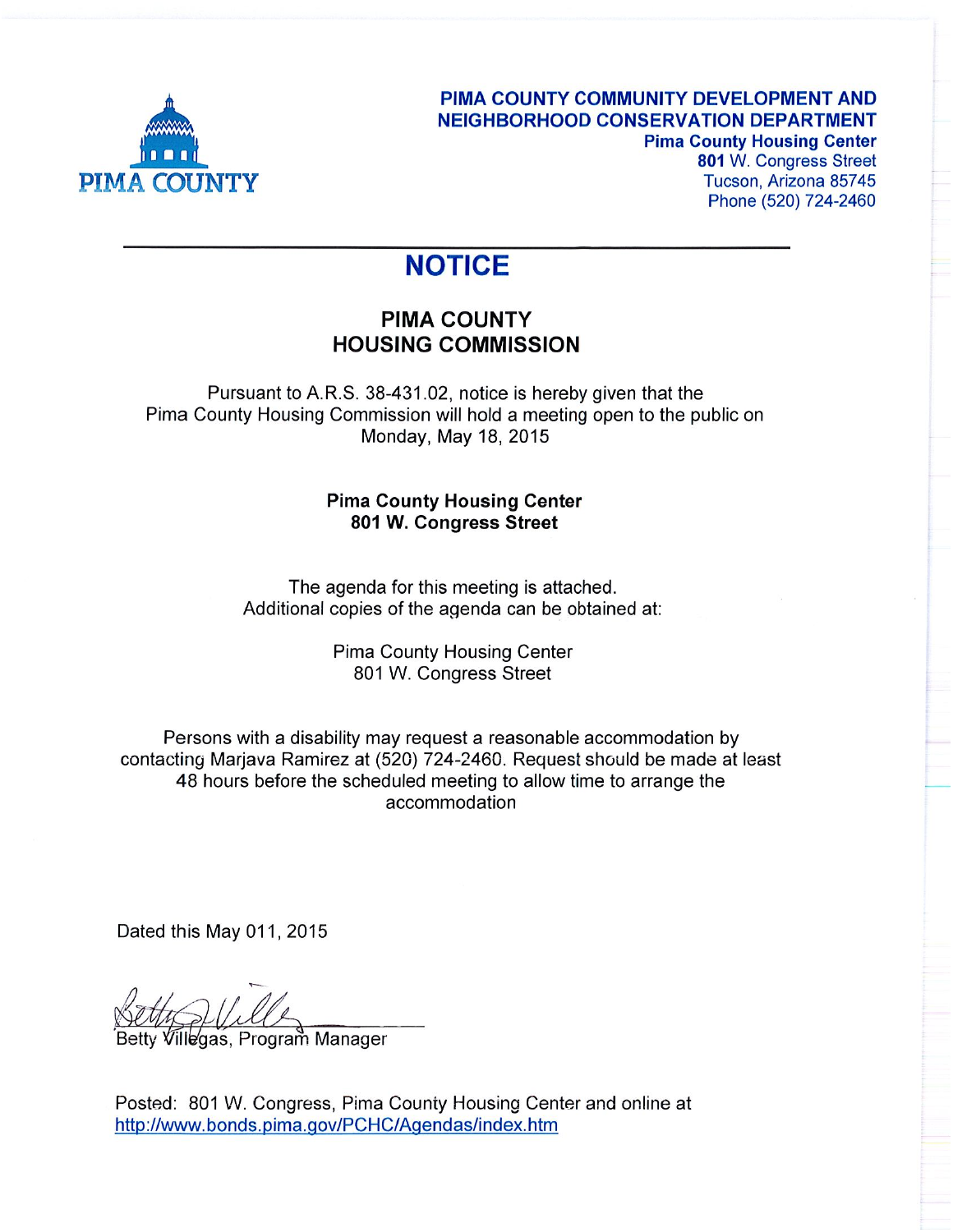PIMA COUNTY

**PIMA COUNTY COMMUNITY DEVELOPMENT AND NEIGHBORHOOD CONSERVATION DEPARTMENT**
**Pima County Housing Center**
**801** W. Congress Street
Tucson, Arizona 85745
Phone (520) 724-2460

---

# NOTICE

## PIMA COUNTY HOUSING COMMISSION

Pursuant to A.R.S. 38-431.02, notice is hereby given that the Pima County Housing Commission will hold a meeting open to the public on Monday, May 18, 2015

**Pima County Housing Center**
**801 W. Congress Street**

The agenda for this meeting is attached.
Additional copies of the agenda can be obtained at:

Pima County Housing Center
801 W. Congress Street

Persons with a disability may request a reasonable accommodation by contacting Marjava Ramirez at (520) 724-2460. Request should be made at least 48 hours before the scheduled meeting to allow time to arrange the accommodation

Dated this May 011, 2015

Betty Villegas, Program Manager

Posted: 801 W. Congress, Pima County Housing Center and online at http://www.bonds.pima.gov/PCHC/Agendas/index.htm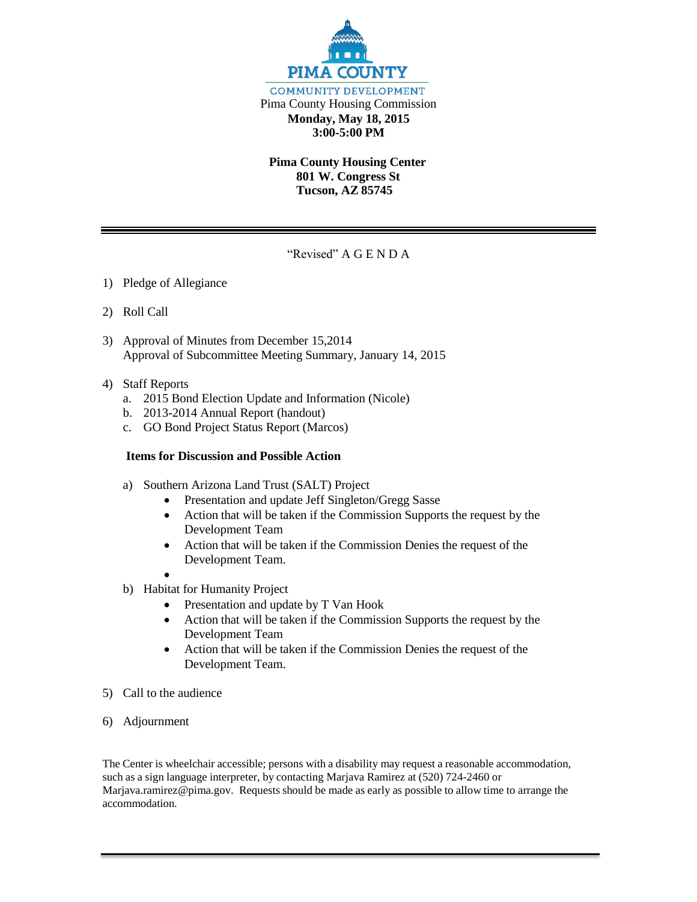PIMA COUNTY

COMMUNITY DEVELOPMENT

Pima County Housing Commission

**Monday, May 18, 2015**
**3:00-5:00 PM**

**Pima County Housing Center**
**801 W. Congress St**
**Tucson, AZ 85745**

---

"Revised" A G E N D A

1) Pledge of Allegiance

2) Roll Call

3) Approval of Minutes from December 15,2014
   Approval of Subcommittee Meeting Summary, January 14, 2015

4) Staff Reports
   a. 2015 Bond Election Update and Information (Nicole)
   b. 2013-2014 Annual Report (handout)
   c. GO Bond Project Status Report (Marcos)

   **Items for Discussion and Possible Action**

   a) Southern Arizona Land Trust (SALT) Project
      - Presentation and update Jeff Singleton/Gregg Sasse
      - Action that will be taken if the Commission Supports the request by the Development Team
      - Action that will be taken if the Commission Denies the request of the Development Team.
      - 

   b) Habitat for Humanity Project
      - Presentation and update by T Van Hook
      - Action that will be taken if the Commission Supports the request by the Development Team
      - Action that will be taken if the Commission Denies the request of the Development Team.

5) Call to the audience

6) Adjournment

The Center is wheelchair accessible; persons with a disability may request a reasonable accommodation, such as a sign language interpreter, by contacting Marjava Ramirez at (520) 724-2460 or Marjava.ramirez@pima.gov. Requests should be made as early as possible to allow time to arrange the accommodation.